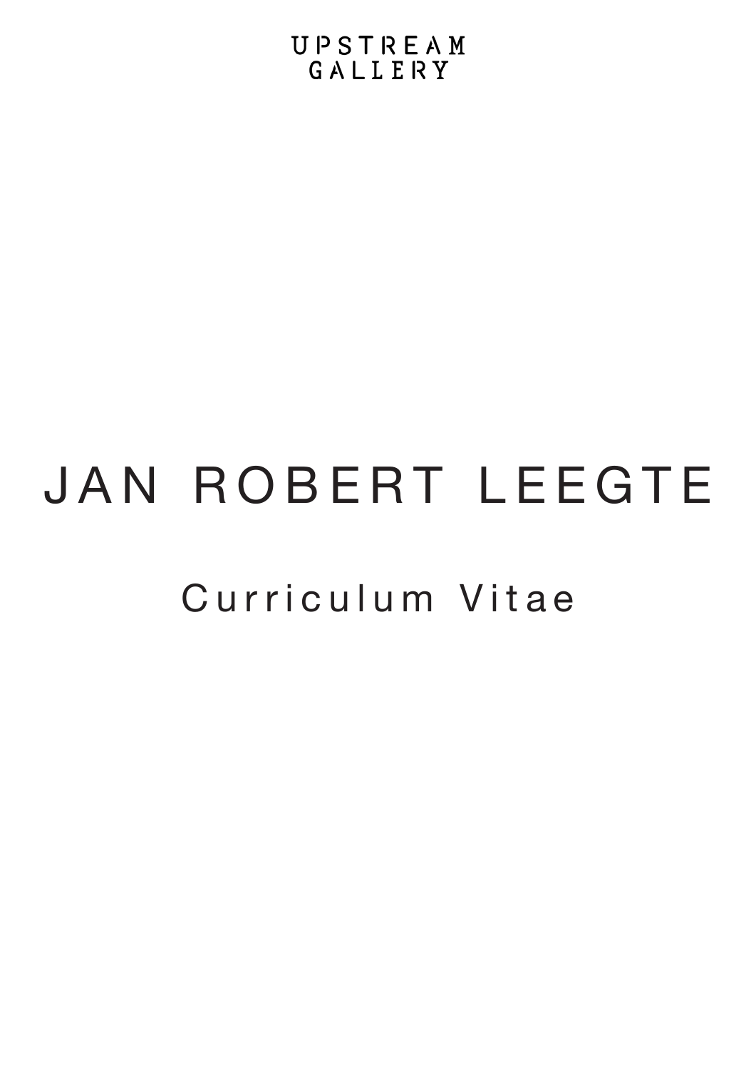UPSTREAM GALLERY

# JAN ROBERT LEEGTE

## Curriculum Vitae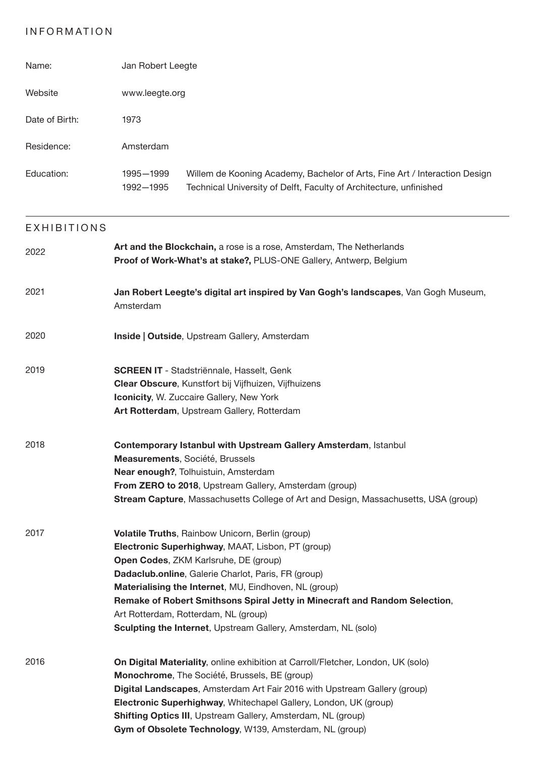## INFORMATION

| | | |
|---|---|---|
| Name: | Jan Robert Leegte | |
| Website | www.leegte.org | |
| Date of Birth: | 1973 | |
| Residence: | Amsterdam | |
| Education: | 1995—1999 | Willem de Kooning Academy, Bachelor of Arts, Fine Art / Interaction Design |
| | 1992—1995 | Technical University of Delft, Faculty of Architecture, unfinished |

## EXHIBITIONS

**2022**

**Art and the Blockchain,** a rose is a rose, Amsterdam, The Netherlands
**Proof of Work-What's at stake?,** PLUS-ONE Gallery, Antwerp, Belgium

**2021**

**Jan Robert Leegte's digital art inspired by Van Gogh's landscapes**, Van Gogh Museum, Amsterdam

**2020**

**Inside | Outside**, Upstream Gallery, Amsterdam

**2019**

**SCREEN IT** - Stadstriënnale, Hasselt, Genk
**Clear Obscure**, Kunstfort bij Vijfhuizen, Vijfhuizens
**Iconicity**, W. Zuccaire Gallery, New York
**Art Rotterdam**, Upstream Gallery, Rotterdam

**2018**

**Contemporary Istanbul with Upstream Gallery Amsterdam**, Istanbul
**Measurements**, Société, Brussels
**Near enough?**, Tolhuistuin, Amsterdam
**From ZERO to 2018**, Upstream Gallery, Amsterdam (group)
**Stream Capture**, Massachusetts College of Art and Design, Massachusetts, USA (group)

**2017**

**Volatile Truths**, Rainbow Unicorn, Berlin (group)
**Electronic Superhighway**, MAAT, Lisbon, PT (group)
**Open Codes**, ZKM Karlsruhe, DE (group)
**Dadaclub.online**, Galerie Charlot, Paris, FR (group)
**Materialising the Internet**, MU, Eindhoven, NL (group)
**Remake of Robert Smithsons Spiral Jetty in Minecraft and Random Selection**, Art Rotterdam, Rotterdam, NL (group)
**Sculpting the Internet**, Upstream Gallery, Amsterdam, NL (solo)

**2016**

**On Digital Materiality**, online exhibition at Carroll/Fletcher, London, UK (solo)
**Monochrome**, The Société, Brussels, BE (group)
**Digital Landscapes**, Amsterdam Art Fair 2016 with Upstream Gallery (group)
**Electronic Superhighway**, Whitechapel Gallery, London, UK (group)
**Shifting Optics III**, Upstream Gallery, Amsterdam, NL (group)
**Gym of Obsolete Technology**, W139, Amsterdam, NL (group)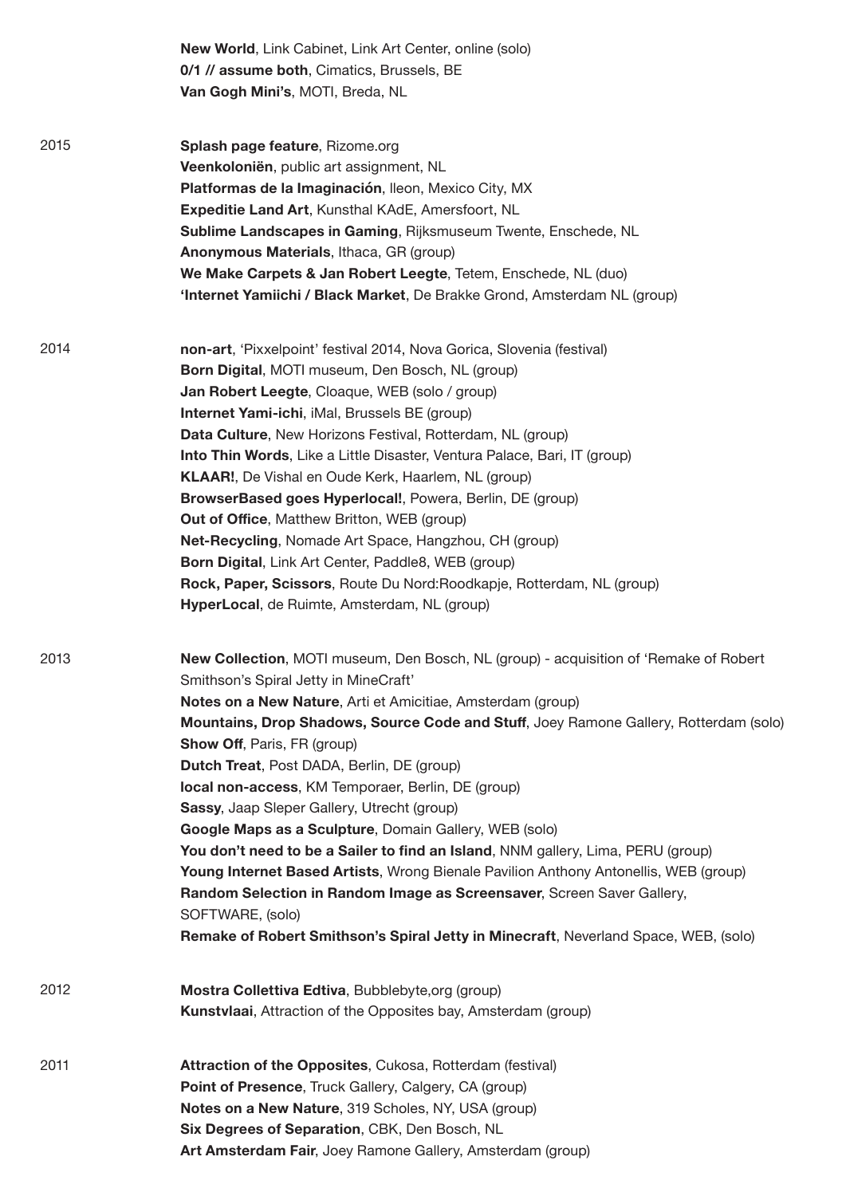**New World**, Link Cabinet, Link Art Center, online (solo)
**0/1 // assume both**, Cimatics, Brussels, BE
**Van Gogh Mini's**, MOTI, Breda, NL

2015

**Splash page feature**, Rizome.org
**Veenkoloniën**, public art assignment, NL
**Platformas de la Imaginación**, Ileon, Mexico City, MX
**Expeditie Land Art**, Kunsthal KAdE, Amersfoort, NL
**Sublime Landscapes in Gaming**, Rijksmuseum Twente, Enschede, NL
**Anonymous Materials**, Ithaca, GR (group)
**We Make Carpets & Jan Robert Leegte**, Tetem, Enschede, NL (duo)
**'Internet Yamiichi / Black Market**, De Brakke Grond, Amsterdam NL (group)

2014

**non-art**, 'Pixxelpoint' festival 2014, Nova Gorica, Slovenia (festival)
**Born Digital**, MOTI museum, Den Bosch, NL (group)
**Jan Robert Leegte**, Cloaque, WEB (solo / group)
**Internet Yami-ichi**, iMal, Brussels BE (group)
**Data Culture**, New Horizons Festival, Rotterdam, NL (group)
**Into Thin Words**, Like a Little Disaster, Ventura Palace, Bari, IT (group)
**KLAAR!**, De Vishal en Oude Kerk, Haarlem, NL (group)
**BrowserBased goes Hyperlocal!**, Powera, Berlin, DE (group)
**Out of Office**, Matthew Britton, WEB (group)
**Net-Recycling**, Nomade Art Space, Hangzhou, CH (group)
**Born Digital**, Link Art Center, Paddle8, WEB (group)
**Rock, Paper, Scissors**, Route Du Nord:Roodkapje, Rotterdam, NL (group)
**HyperLocal**, de Ruimte, Amsterdam, NL (group)

2013

**New Collection**, MOTI museum, Den Bosch, NL (group) - acquisition of 'Remake of Robert Smithson's Spiral Jetty in MineCraft'
**Notes on a New Nature**, Arti et Amicitiae, Amsterdam (group)
**Mountains, Drop Shadows, Source Code and Stuff**, Joey Ramone Gallery, Rotterdam (solo)
**Show Off**, Paris, FR (group)
**Dutch Treat**, Post DADA, Berlin, DE (group)
**local non-access**, KM Temporaer, Berlin, DE (group)
**Sassy**, Jaap Sleper Gallery, Utrecht (group)
**Google Maps as a Sculpture**, Domain Gallery, WEB (solo)
**You don't need to be a Sailer to find an Island**, NNM gallery, Lima, PERU (group)
**Young Internet Based Artists**, Wrong Bienale Pavilion Anthony Antonellis, WEB (group)
**Random Selection in Random Image as Screensaver**, Screen Saver Gallery, SOFTWARE, (solo)
**Remake of Robert Smithson's Spiral Jetty in Minecraft**, Neverland Space, WEB, (solo)

2012

**Mostra Collettiva Edtiva**, Bubblebyte,org (group)
**Kunstvlaai**, Attraction of the Opposites bay, Amsterdam (group)

2011

**Attraction of the Opposites**, Cukosa, Rotterdam (festival)
**Point of Presence**, Truck Gallery, Calgery, CA (group)
**Notes on a New Nature**, 319 Scholes, NY, USA (group)
**Six Degrees of Separation**, CBK, Den Bosch, NL
**Art Amsterdam Fair**, Joey Ramone Gallery, Amsterdam (group)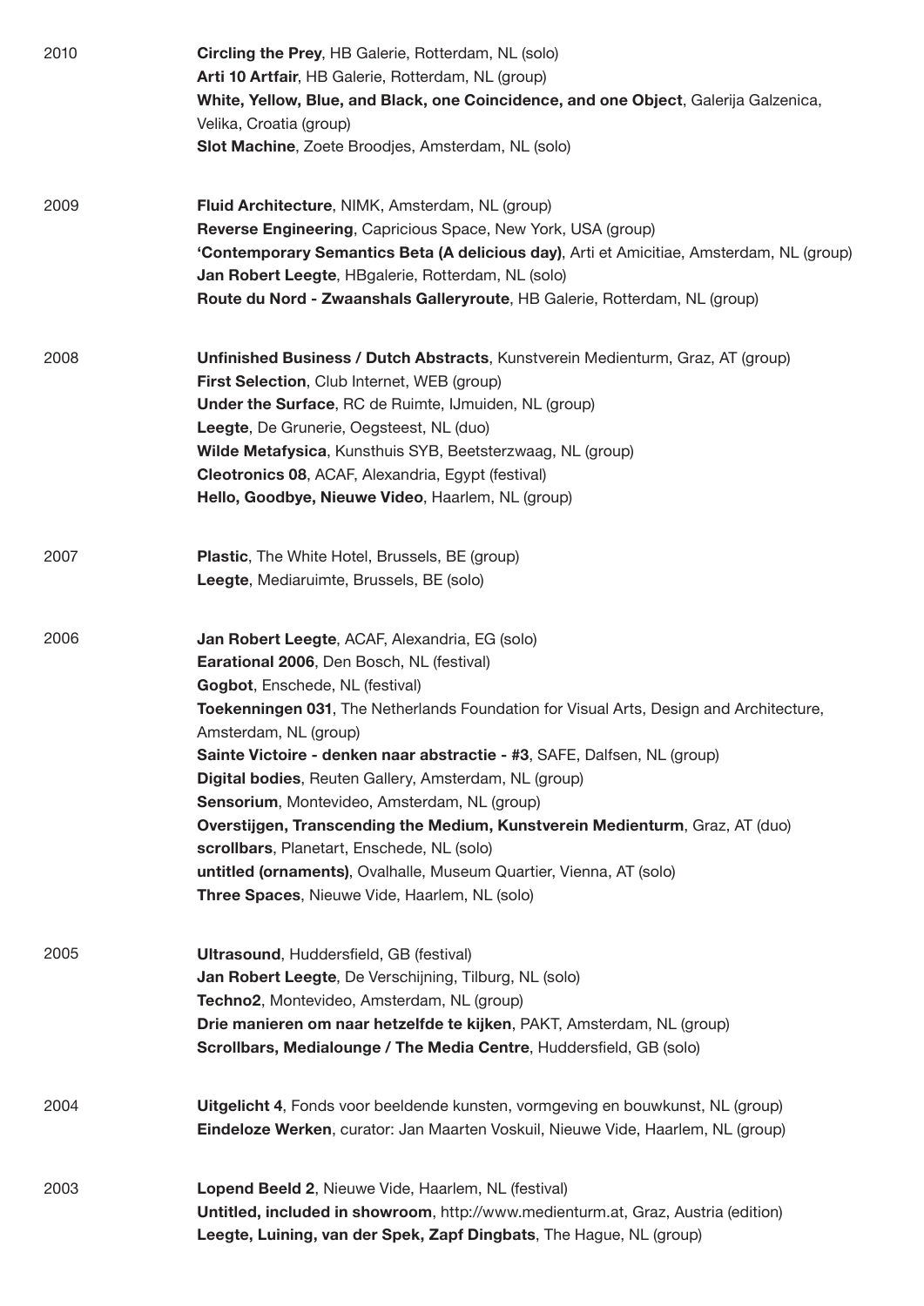2010

**Circling the Prey**, HB Galerie, Rotterdam, NL (solo)
**Arti 10 Artfair**, HB Galerie, Rotterdam, NL (group)
**White, Yellow, Blue, and Black, one Coincidence, and one Object**, Galerija Galzenica, Velika, Croatia (group)
**Slot Machine**, Zoete Broodjes, Amsterdam, NL (solo)

2009

**Fluid Architecture**, NIMK, Amsterdam, NL (group)
**Reverse Engineering**, Capricious Space, New York, USA (group)
**'Contemporary Semantics Beta (A delicious day)**, Arti et Amicitiae, Amsterdam, NL (group)
**Jan Robert Leegte**, HBgalerie, Rotterdam, NL (solo)
**Route du Nord - Zwaanshals Galleryroute**, HB Galerie, Rotterdam, NL (group)

2008

**Unfinished Business / Dutch Abstracts**, Kunstverein Medienturm, Graz, AT (group)
**First Selection**, Club Internet, WEB (group)
**Under the Surface**, RC de Ruimte, IJmuiden, NL (group)
**Leegte**, De Grunerie, Oegsteest, NL (duo)
**Wilde Metafysica**, Kunsthuis SYB, Beetsterzwaag, NL (group)
**Cleotronics 08**, ACAF, Alexandria, Egypt (festival)
**Hello, Goodbye, Nieuwe Video**, Haarlem, NL (group)

2007

**Plastic**, The White Hotel, Brussels, BE (group)
**Leegte**, Mediaruimte, Brussels, BE (solo)

2006

**Jan Robert Leegte**, ACAF, Alexandria, EG (solo)
**Earational 2006**, Den Bosch, NL (festival)
**Gogbot**, Enschede, NL (festival)
**Toekenningen 031**, The Netherlands Foundation for Visual Arts, Design and Architecture, Amsterdam, NL (group)
**Sainte Victoire - denken naar abstractie - #3**, SAFE, Dalfsen, NL (group)
**Digital bodies**, Reuten Gallery, Amsterdam, NL (group)
**Sensorium**, Montevideo, Amsterdam, NL (group)
**Overstijgen, Transcending the Medium, Kunstverein Medienturm**, Graz, AT (duo)
**scrollbars**, Planetart, Enschede, NL (solo)
**untitled (ornaments)**, Ovalhalle, Museum Quartier, Vienna, AT (solo)
**Three Spaces**, Nieuwe Vide, Haarlem, NL (solo)

2005

**Ultrasound**, Huddersfield, GB (festival)
**Jan Robert Leegte**, De Verschijning, Tilburg, NL (solo)
**Techno2**, Montevideo, Amsterdam, NL (group)
**Drie manieren om naar hetzelfde te kijken**, PAKT, Amsterdam, NL (group)
**Scrollbars, Medialounge / The Media Centre**, Huddersfield, GB (solo)

2004

**Uitgelicht 4**, Fonds voor beeldende kunsten, vormgeving en bouwkunst, NL (group)
**Eindeloze Werken**, curator: Jan Maarten Voskuil, Nieuwe Vide, Haarlem, NL (group)

2003

**Lopend Beeld 2**, Nieuwe Vide, Haarlem, NL (festival)
**Untitled, included in showroom**, http://www.medienturm.at, Graz, Austria (edition)
**Leegte, Luining, van der Spek, Zapf Dingbats**, The Hague, NL (group)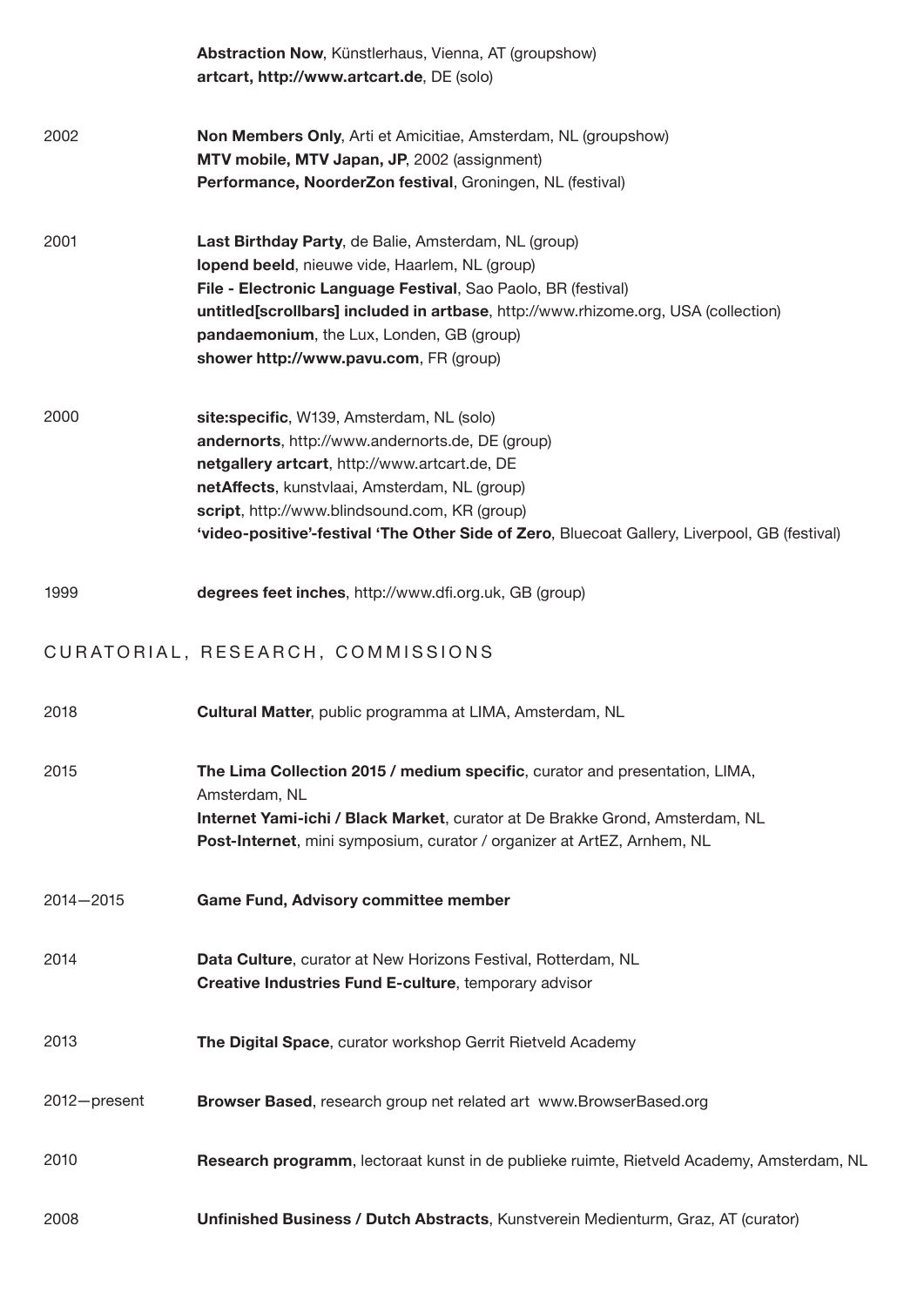| | |
|---|---|
| | **Abstraction Now**, Künstlerhaus, Vienna, AT (groupshow) |
| | **artcart, http://www.artcart.de**, DE (solo) |
| 2002 | **Non Members Only**, Arti et Amicitiae, Amsterdam, NL (groupshow) |
| | **MTV mobile, MTV Japan, JP**, 2002 (assignment) |
| | **Performance, NoorderZon festival**, Groningen, NL (festival) |
| 2001 | **Last Birthday Party**, de Balie, Amsterdam, NL (group) |
| | **lopend beeld**, nieuwe vide, Haarlem, NL (group) |
| | **File - Electronic Language Festival**, Sao Paolo, BR (festival) |
| | **untitled[scrollbars] included in artbase**, http://www.rhizome.org, USA (collection) |
| | **pandaemonium**, the Lux, Londen, GB (group) |
| | **shower http://www.pavu.com**, FR (group) |
| 2000 | **site:specific**, W139, Amsterdam, NL (solo) |
| | **andernorts**, http://www.andernorts.de, DE (group) |
| | **netgallery artcart**, http://www.artcart.de, DE |
| | **netAffects**, kunstvlaai, Amsterdam, NL (group) |
| | **script**, http://www.blindsound.com, KR (group) |
| | **'video-positive'-festival 'The Other Side of Zero**, Bluecoat Gallery, Liverpool, GB (festival) |
| 1999 | **degrees feet inches**, http://www.dfi.org.uk, GB (group) |

## CURATORIAL, RESEARCH, COMMISSIONS

| | |
|---|---|
| 2018 | **Cultural Matter**, public programma at LIMA, Amsterdam, NL |
| 2015 | **The Lima Collection 2015 / medium specific**, curator and presentation, LIMA, Amsterdam, NL |
| | **Internet Yami-ichi / Black Market**, curator at De Brakke Grond, Amsterdam, NL |
| | **Post-Internet**, mini symposium, curator / organizer at ArtEZ, Arnhem, NL |
| 2014—2015 | **Game Fund, Advisory committee member** |
| 2014 | **Data Culture**, curator at New Horizons Festival, Rotterdam, NL |
| | **Creative Industries Fund E-culture**, temporary advisor |
| 2013 | **The Digital Space**, curator workshop Gerrit Rietveld Academy |
| 2012—present | **Browser Based**, research group net related art www.BrowserBased.org |
| 2010 | **Research programm**, lectoraat kunst in de publieke ruimte, Rietveld Academy, Amsterdam, NL |
| 2008 | **Unfinished Business / Dutch Abstracts**, Kunstverein Medienturm, Graz, AT (curator) |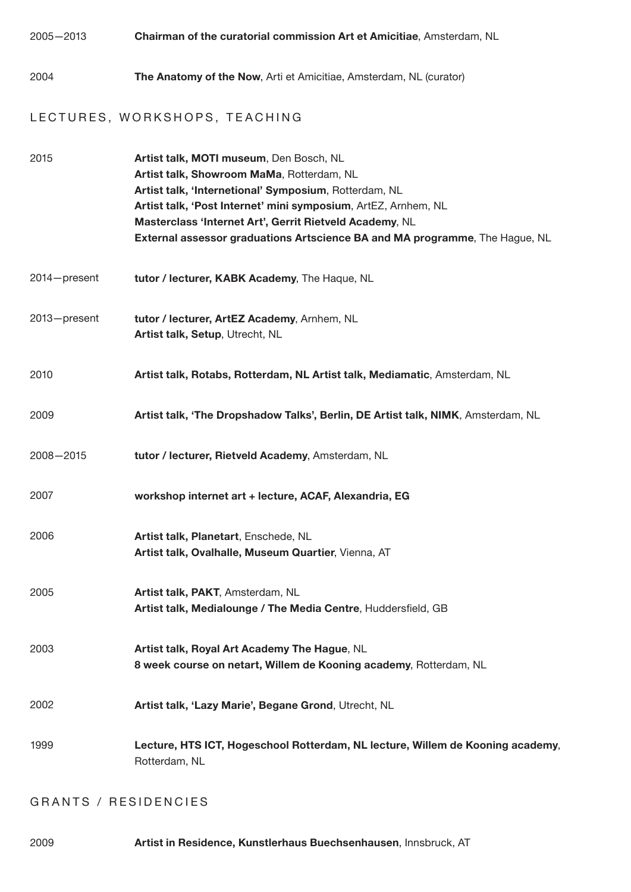2005—2013 **Chairman of the curatorial commission Art et Amicitiae**, Amsterdam, NL

2004 **The Anatomy of the Now**, Arti et Amicitiae, Amsterdam, NL (curator)

## LECTURES, WORKSHOPS, TEACHING

2015
**Artist talk, MOTI museum**, Den Bosch, NL
**Artist talk, Showroom MaMa**, Rotterdam, NL
**Artist talk, 'Internetional' Symposium**, Rotterdam, NL
**Artist talk, 'Post Internet' mini symposium**, ArtEZ, Arnhem, NL
**Masterclass 'Internet Art', Gerrit Rietveld Academy**, NL
**External assessor graduations Artscience BA and MA programme**, The Hague, NL

2014—present
**tutor / lecturer, KABK Academy**, The Haque, NL

2013—present
**tutor / lecturer, ArtEZ Academy**, Arnhem, NL
**Artist talk, Setup**, Utrecht, NL

2010
**Artist talk, Rotabs, Rotterdam, NL Artist talk, Mediamatic**, Amsterdam, NL

2009
**Artist talk, 'The Dropshadow Talks', Berlin, DE Artist talk, NIMK**, Amsterdam, NL

2008—2015
**tutor / lecturer, Rietveld Academy**, Amsterdam, NL

2007
**workshop internet art + lecture, ACAF, Alexandria, EG**

2006
**Artist talk, Planetart**, Enschede, NL
**Artist talk, Ovalhalle, Museum Quartier**, Vienna, AT

2005
**Artist talk, PAKT**, Amsterdam, NL
**Artist talk, Medialounge / The Media Centre**, Huddersfield, GB

2003
**Artist talk, Royal Art Academy The Hague**, NL
**8 week course on netart, Willem de Kooning academy**, Rotterdam, NL

2002
**Artist talk, 'Lazy Marie', Begane Grond**, Utrecht, NL

1999
**Lecture, HTS ICT, Hogeschool Rotterdam, NL lecture, Willem de Kooning academy**, Rotterdam, NL

## GRANTS / RESIDENCIES

2009
**Artist in Residence, Kunstlerhaus Buechsenhausen**, Innsbruck, AT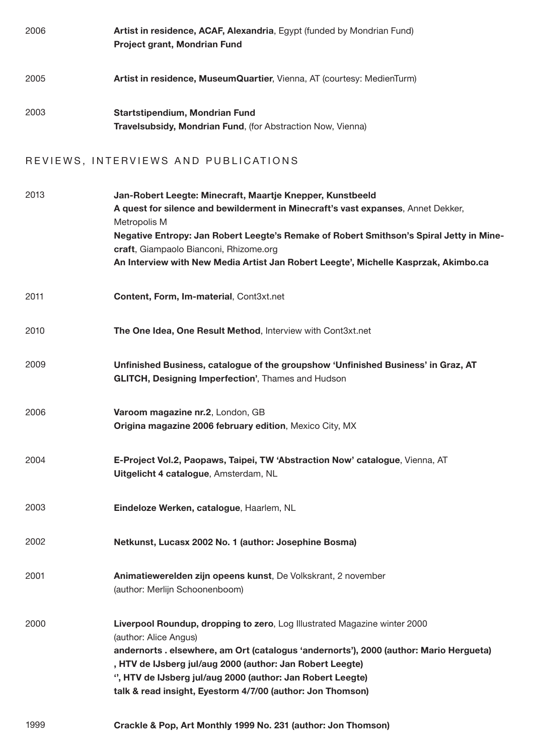2006 **Artist in residence, ACAF, Alexandria**, Egypt (funded by Mondrian Fund)
**Project grant, Mondrian Fund**

2005 **Artist in residence, MuseumQuartier**, Vienna, AT (courtesy: MedienTurm)

2003 **Startstipendium, Mondrian Fund**
**Travelsubsidy, Mondrian Fund**, (for Abstraction Now, Vienna)

## REVIEWS, INTERVIEWS AND PUBLICATIONS

2013 **Jan-Robert Leegte: Minecraft, Maartje Knepper, Kunstbeeld**
**A quest for silence and bewilderment in Minecraft's vast expanses**, Annet Dekker, Metropolis M
**Negative Entropy: Jan Robert Leegte's Remake of Robert Smithson's Spiral Jetty in Minecraft**, Giampaolo Bianconi, Rhizome.org
**An Interview with New Media Artist Jan Robert Leegte', Michelle Kasprzak, Akimbo.ca**

2011 **Content, Form, Im-material**, Cont3xt.net

2010 **The One Idea, One Result Method**, Interview with Cont3xt.net

2009 **Unfinished Business, catalogue of the groupshow 'Unfinished Business' in Graz, AT**
**GLITCH, Designing Imperfection'**, Thames and Hudson

2006 **Varoom magazine nr.2**, London, GB
**Origina magazine 2006 february edition**, Mexico City, MX

2004 **E-Project Vol.2, Paopaws, Taipei, TW 'Abstraction Now' catalogue**, Vienna, AT
**Uitgelicht 4 catalogue**, Amsterdam, NL

2003 **Eindeloze Werken, catalogue**, Haarlem, NL

2002 **Netkunst, Lucasx 2002 No. 1 (author: Josephine Bosma)**

2001 **Animatiewerelden zijn opeens kunst**, De Volkskrant, 2 november
(author: Merlijn Schoonenboom)

2000 **Liverpool Roundup, dropping to zero**, Log Illustrated Magazine winter 2000
(author: Alice Angus)
**andernorts . elsewhere, am Ort (catalogus 'andernorts'), 2000 (author: Mario Hergueta)**
**, HTV de IJsberg jul/aug 2000 (author: Jan Robert Leegte)**
**'', HTV de IJsberg jul/aug 2000 (author: Jan Robert Leegte)**
**talk & read insight, Eyestorm 4/7/00 (author: Jon Thomson)**

1999 **Crackle & Pop, Art Monthly 1999 No. 231 (author: Jon Thomson)**